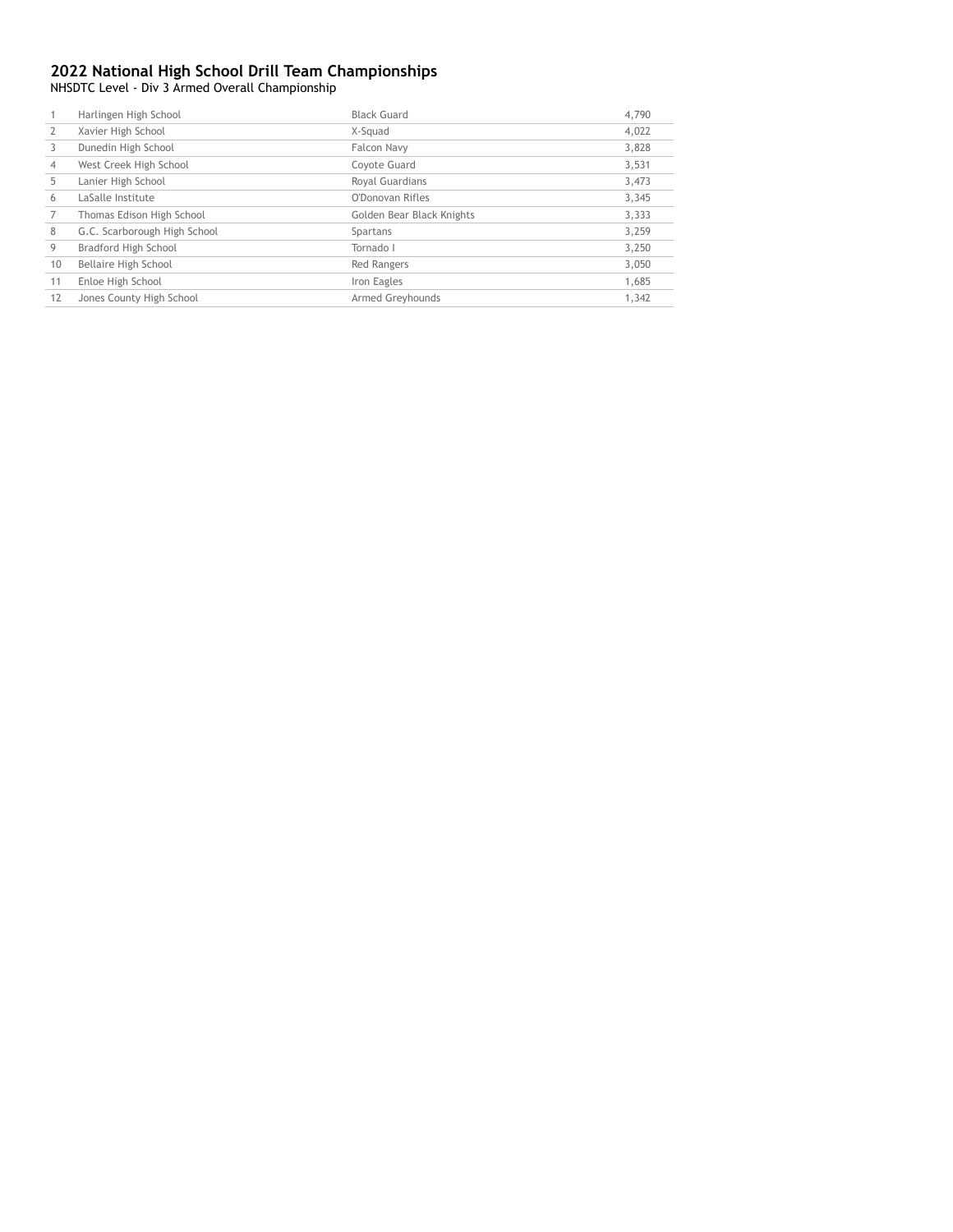# 2022 National High School Drill Team Championships

NHSDTC Level - Div 3 Armed Overall Championship

| | | | |
|---|---|---|---|
| 1 | Harlingen High School | Black Guard | 4,790 |
| 2 | Xavier High School | X-Squad | 4,022 |
| 3 | Dunedin High School | Falcon Navy | 3,828 |
| 4 | West Creek High School | Coyote Guard | 3,531 |
| 5 | Lanier High School | Royal Guardians | 3,473 |
| 6 | LaSalle Institute | O'Donovan Rifles | 3,345 |
| 7 | Thomas Edison High School | Golden Bear Black Knights | 3,333 |
| 8 | G.C. Scarborough High School | Spartans | 3,259 |
| 9 | Bradford High School | Tornado I | 3,250 |
| 10 | Bellaire High School | Red Rangers | 3,050 |
| 11 | Enloe High School | Iron Eagles | 1,685 |
| 12 | Jones County High School | Armed Greyhounds | 1,342 |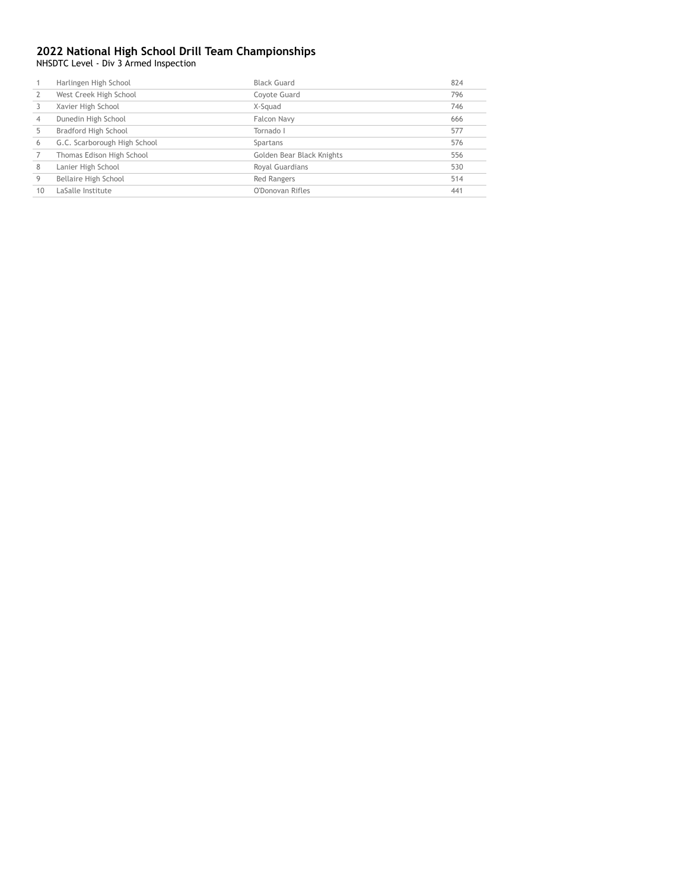## 2022 National High School Drill Team Championships

NHSDTC Level - Div 3 Armed Inspection

| | | | |
|---|---|---|---|
| 1 | Harlingen High School | Black Guard | 824 |
| 2 | West Creek High School | Coyote Guard | 796 |
| 3 | Xavier High School | X-Squad | 746 |
| 4 | Dunedin High School | Falcon Navy | 666 |
| 5 | Bradford High School | Tornado I | 577 |
| 6 | G.C. Scarborough High School | Spartans | 576 |
| 7 | Thomas Edison High School | Golden Bear Black Knights | 556 |
| 8 | Lanier High School | Royal Guardians | 530 |
| 9 | Bellaire High School | Red Rangers | 514 |
| 10 | LaSalle Institute | O'Donovan Rifles | 441 |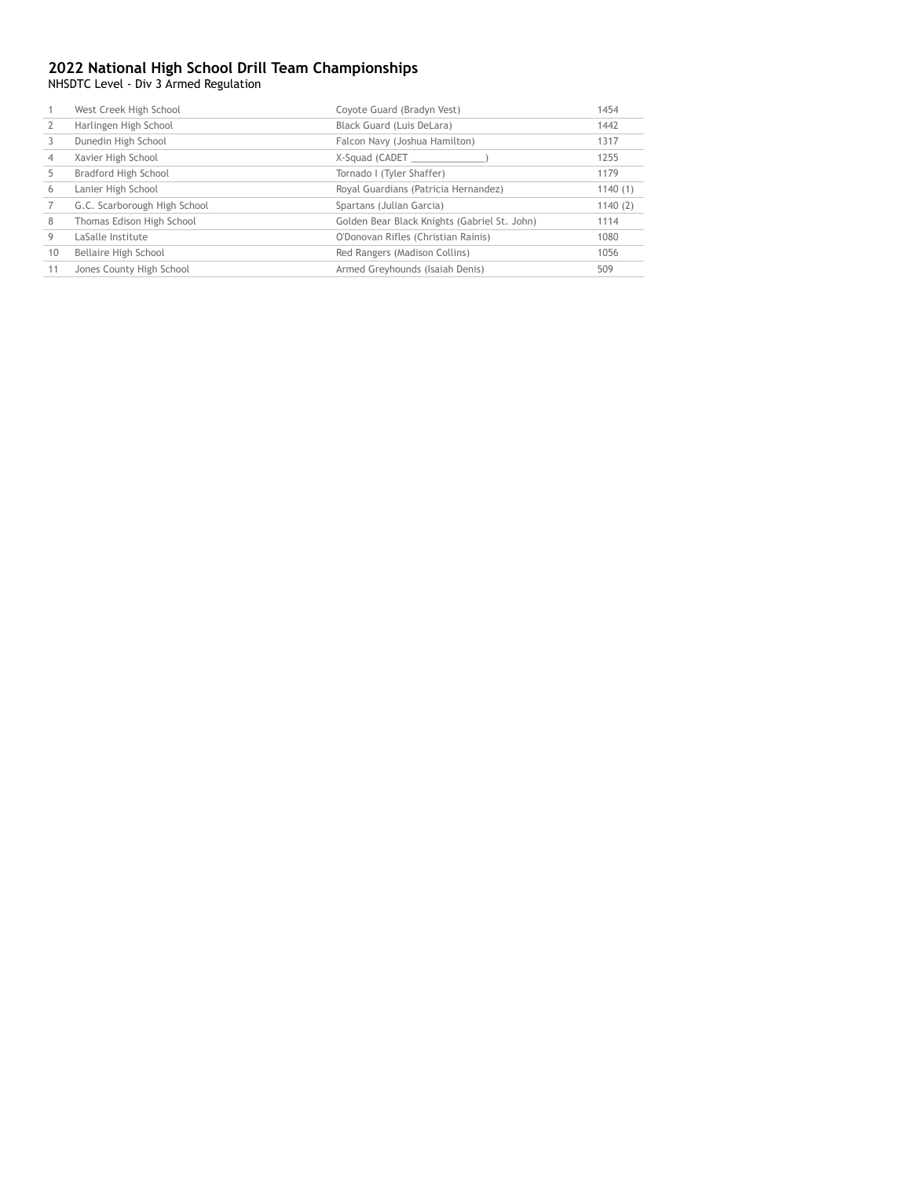## 2022 National High School Drill Team Championships

NHSDTC Level - Div 3 Armed Regulation

| | | | |
|---|---|---|---|
| 1 | West Creek High School | Coyote Guard (Bradyn Vest) | 1454 |
| 2 | Harlingen High School | Black Guard (Luis DeLara) | 1442 |
| 3 | Dunedin High School | Falcon Navy (Joshua Hamilton) | 1317 |
| 4 | Xavier High School | X-Squad (CADET _______________) | 1255 |
| 5 | Bradford High School | Tornado I (Tyler Shaffer) | 1179 |
| 6 | Lanier High School | Royal Guardians (Patricia Hernandez) | 1140 (1) |
| 7 | G.C. Scarborough High School | Spartans (Julian Garcia) | 1140 (2) |
| 8 | Thomas Edison High School | Golden Bear Black Knights (Gabriel St. John) | 1114 |
| 9 | LaSalle Institute | O'Donovan Rifles (Christian Rainis) | 1080 |
| 10 | Bellaire High School | Red Rangers (Madison Collins) | 1056 |
| 11 | Jones County High School | Armed Greyhounds (Isaiah Denis) | 509 |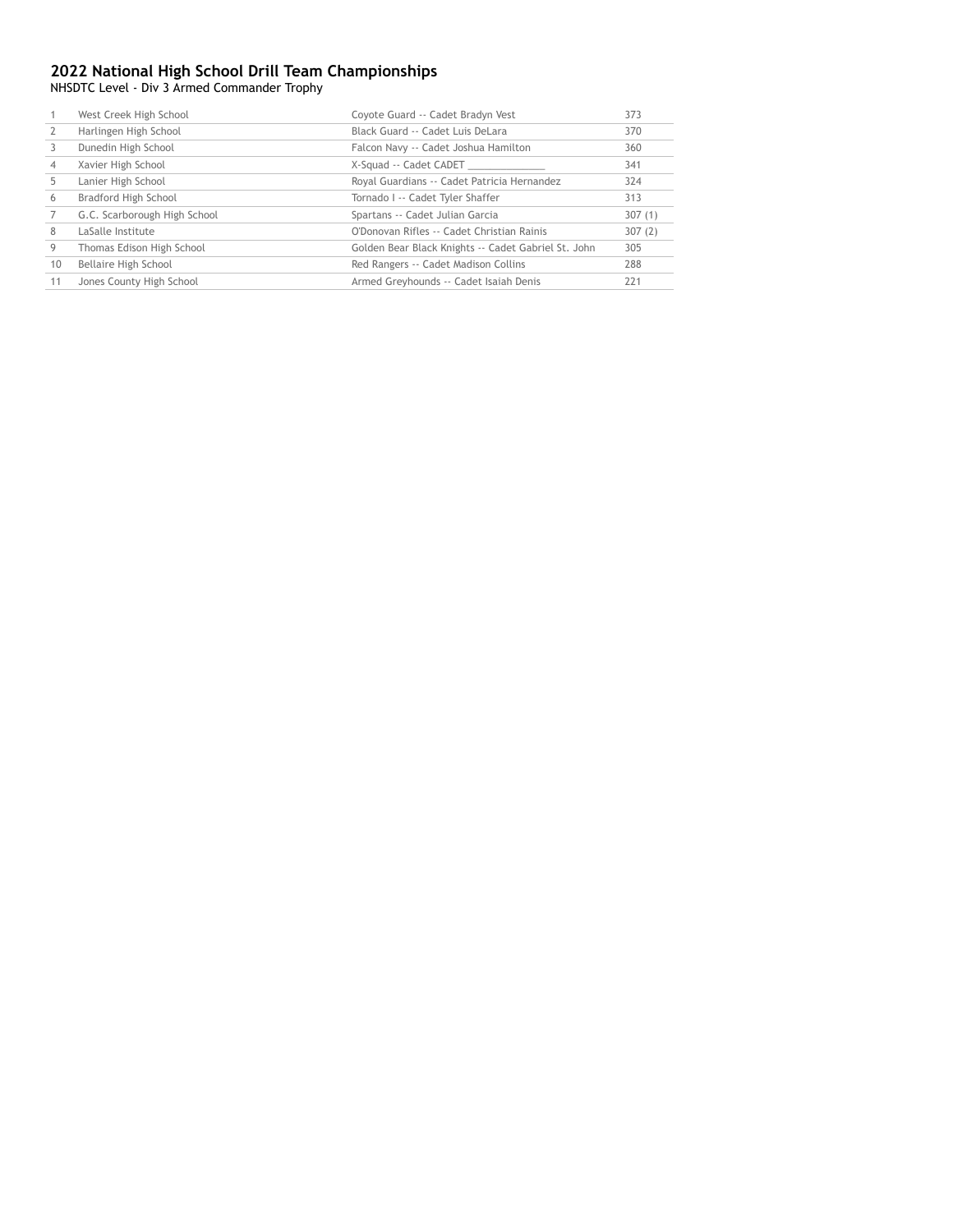## 2022 National High School Drill Team Championships

NHSDTC Level - Div 3 Armed Commander Trophy

| | | | |
|---|---|---|---|
| 1 | West Creek High School | Coyote Guard -- Cadet Bradyn Vest | 373 |
| 2 | Harlingen High School | Black Guard -- Cadet Luis DeLara | 370 |
| 3 | Dunedin High School | Falcon Navy -- Cadet Joshua Hamilton | 360 |
| 4 | Xavier High School | X-Squad -- Cadet CADET ______________ | 341 |
| 5 | Lanier High School | Royal Guardians -- Cadet Patricia Hernandez | 324 |
| 6 | Bradford High School | Tornado I -- Cadet Tyler Shaffer | 313 |
| 7 | G.C. Scarborough High School | Spartans -- Cadet Julian Garcia | 307 (1) |
| 8 | LaSalle Institute | O'Donovan Rifles -- Cadet Christian Rainis | 307 (2) |
| 9 | Thomas Edison High School | Golden Bear Black Knights -- Cadet Gabriel St. John | 305 |
| 10 | Bellaire High School | Red Rangers -- Cadet Madison Collins | 288 |
| 11 | Jones County High School | Armed Greyhounds -- Cadet Isaiah Denis | 221 |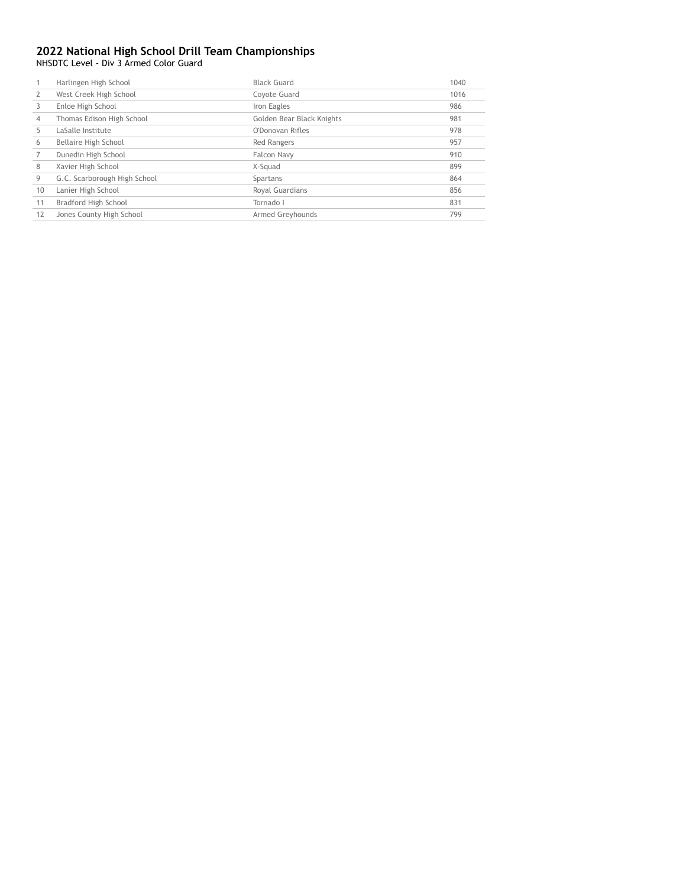## 2022 National High School Drill Team Championships

NHSDTC Level - Div 3 Armed Color Guard

| | | | |
|---|---|---|---|
| 1 | Harlingen High School | Black Guard | 1040 |
| 2 | West Creek High School | Coyote Guard | 1016 |
| 3 | Enloe High School | Iron Eagles | 986 |
| 4 | Thomas Edison High School | Golden Bear Black Knights | 981 |
| 5 | LaSalle Institute | O'Donovan Rifles | 978 |
| 6 | Bellaire High School | Red Rangers | 957 |
| 7 | Dunedin High School | Falcon Navy | 910 |
| 8 | Xavier High School | X-Squad | 899 |
| 9 | G.C. Scarborough High School | Spartans | 864 |
| 10 | Lanier High School | Royal Guardians | 856 |
| 11 | Bradford High School | Tornado I | 831 |
| 12 | Jones County High School | Armed Greyhounds | 799 |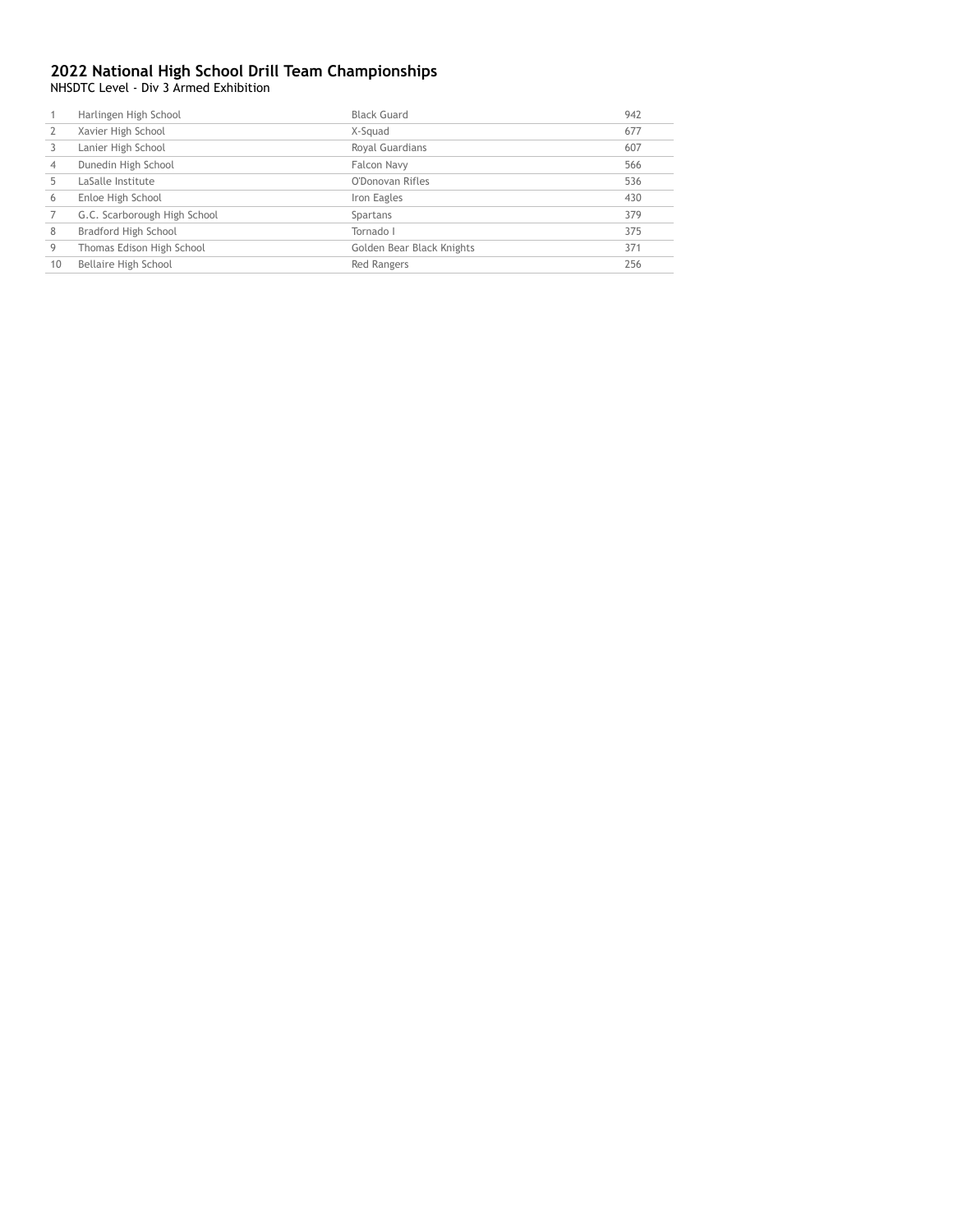## 2022 National High School Drill Team Championships

NHSDTC Level - Div 3 Armed Exhibition

| | | | |
|---|---|---|---|
| 1 | Harlingen High School | Black Guard | 942 |
| 2 | Xavier High School | X-Squad | 677 |
| 3 | Lanier High School | Royal Guardians | 607 |
| 4 | Dunedin High School | Falcon Navy | 566 |
| 5 | LaSalle Institute | O'Donovan Rifles | 536 |
| 6 | Enloe High School | Iron Eagles | 430 |
| 7 | G.C. Scarborough High School | Spartans | 379 |
| 8 | Bradford High School | Tornado I | 375 |
| 9 | Thomas Edison High School | Golden Bear Black Knights | 371 |
| 10 | Bellaire High School | Red Rangers | 256 |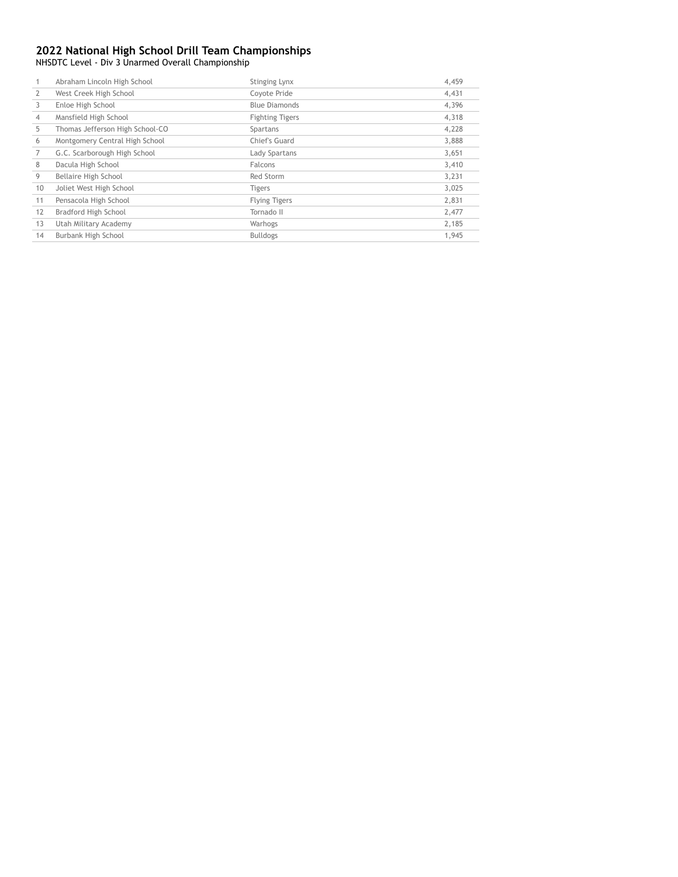## 2022 National High School Drill Team Championships

NHSDTC Level - Div 3 Unarmed Overall Championship

| | | | |
|---|---|---|---|
| 1 | Abraham Lincoln High School | Stinging Lynx | 4,459 |
| 2 | West Creek High School | Coyote Pride | 4,431 |
| 3 | Enloe High School | Blue Diamonds | 4,396 |
| 4 | Mansfield High School | Fighting Tigers | 4,318 |
| 5 | Thomas Jefferson High School-CO | Spartans | 4,228 |
| 6 | Montgomery Central High School | Chief's Guard | 3,888 |
| 7 | G.C. Scarborough High School | Lady Spartans | 3,651 |
| 8 | Dacula High School | Falcons | 3,410 |
| 9 | Bellaire High School | Red Storm | 3,231 |
| 10 | Joliet West High School | Tigers | 3,025 |
| 11 | Pensacola High School | Flying Tigers | 2,831 |
| 12 | Bradford High School | Tornado II | 2,477 |
| 13 | Utah Military Academy | Warhogs | 2,185 |
| 14 | Burbank High School | Bulldogs | 1,945 |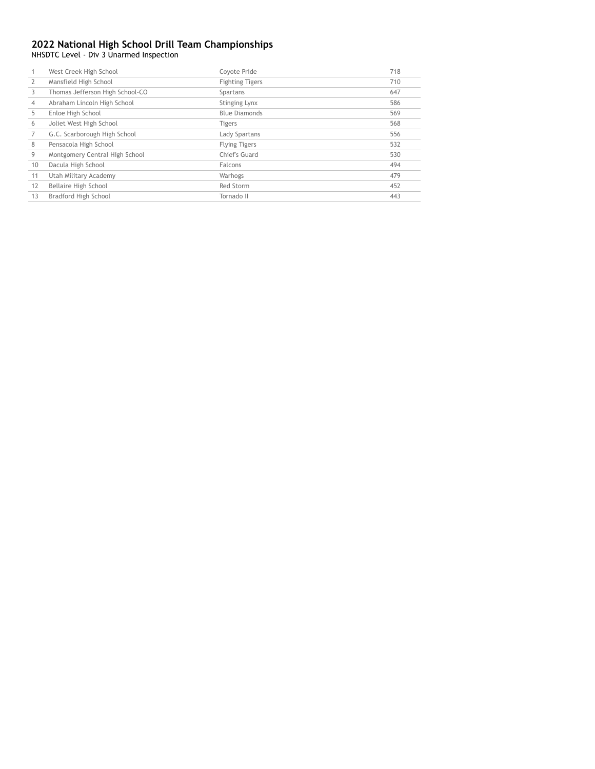## 2022 National High School Drill Team Championships

NHSDTC Level - Div 3 Unarmed Inspection

| | | | |
|---|---|---|---|
| 1 | West Creek High School | Coyote Pride | 718 |
| 2 | Mansfield High School | Fighting Tigers | 710 |
| 3 | Thomas Jefferson High School-CO | Spartans | 647 |
| 4 | Abraham Lincoln High School | Stinging Lynx | 586 |
| 5 | Enloe High School | Blue Diamonds | 569 |
| 6 | Joliet West High School | Tigers | 568 |
| 7 | G.C. Scarborough High School | Lady Spartans | 556 |
| 8 | Pensacola High School | Flying Tigers | 532 |
| 9 | Montgomery Central High School | Chief's Guard | 530 |
| 10 | Dacula High School | Falcons | 494 |
| 11 | Utah Military Academy | Warhogs | 479 |
| 12 | Bellaire High School | Red Storm | 452 |
| 13 | Bradford High School | Tornado II | 443 |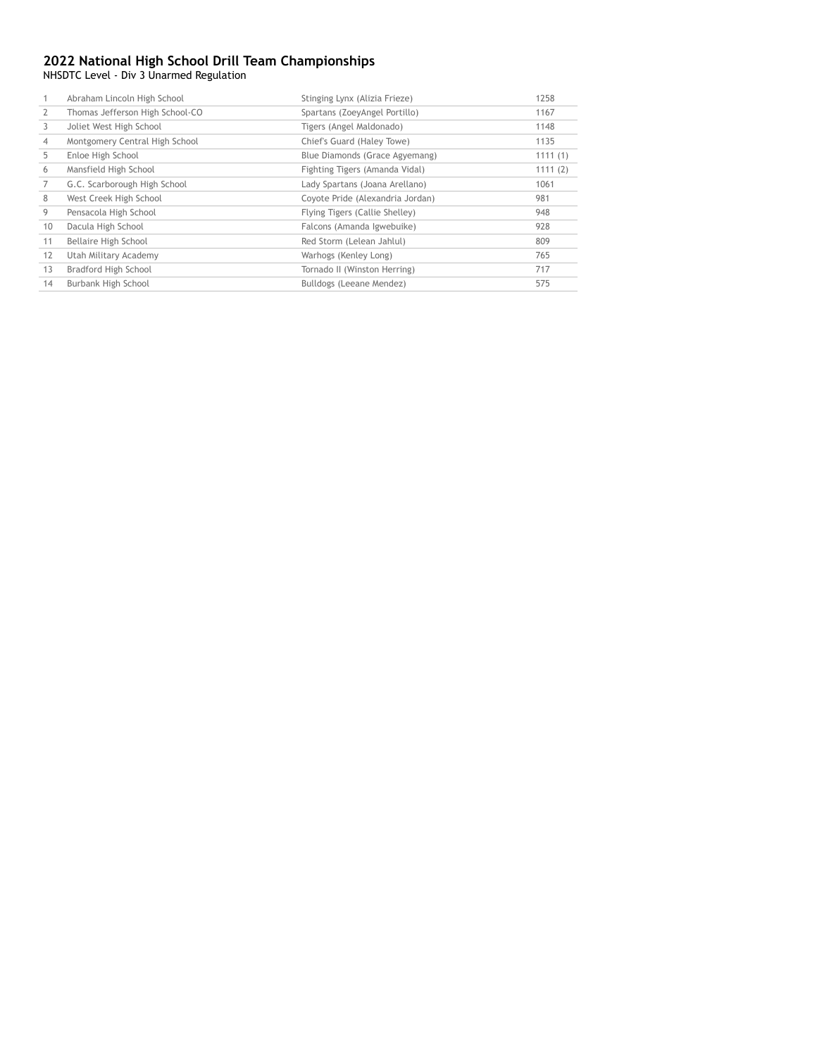## 2022 National High School Drill Team Championships

NHSDTC Level - Div 3 Unarmed Regulation

| | | | |
|---|---|---|---|
| 1 | Abraham Lincoln High School | Stinging Lynx (Alizia Frieze) | 1258 |
| 2 | Thomas Jefferson High School-CO | Spartans (ZoeyAngel Portillo) | 1167 |
| 3 | Joliet West High School | Tigers (Angel Maldonado) | 1148 |
| 4 | Montgomery Central High School | Chief's Guard (Haley Towe) | 1135 |
| 5 | Enloe High School | Blue Diamonds (Grace Agyemang) | 1111 (1) |
| 6 | Mansfield High School | Fighting Tigers (Amanda Vidal) | 1111 (2) |
| 7 | G.C. Scarborough High School | Lady Spartans (Joana Arellano) | 1061 |
| 8 | West Creek High School | Coyote Pride (Alexandria Jordan) | 981 |
| 9 | Pensacola High School | Flying Tigers (Callie Shelley) | 948 |
| 10 | Dacula High School | Falcons (Amanda Igwebuike) | 928 |
| 11 | Bellaire High School | Red Storm (Lelean Jahlul) | 809 |
| 12 | Utah Military Academy | Warhogs (Kenley Long) | 765 |
| 13 | Bradford High School | Tornado II (Winston Herring) | 717 |
| 14 | Burbank High School | Bulldogs (Leeane Mendez) | 575 |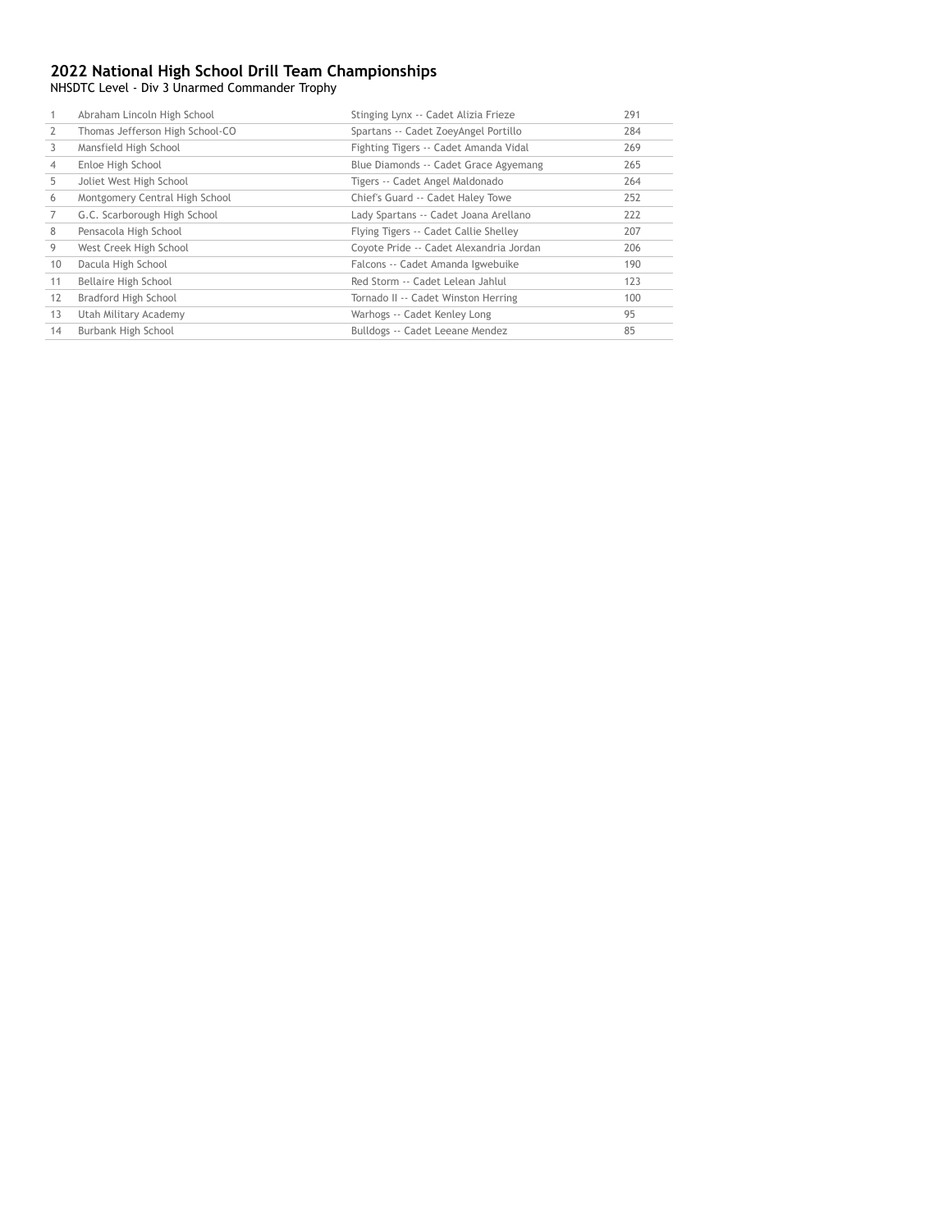## 2022 National High School Drill Team Championships

NHSDTC Level - Div 3 Unarmed Commander Trophy

| | | | |
|---|---|---|---|
| 1 | Abraham Lincoln High School | Stinging Lynx -- Cadet Alizia Frieze | 291 |
| 2 | Thomas Jefferson High School-CO | Spartans -- Cadet ZoeyAngel Portillo | 284 |
| 3 | Mansfield High School | Fighting Tigers -- Cadet Amanda Vidal | 269 |
| 4 | Enloe High School | Blue Diamonds -- Cadet Grace Agyemang | 265 |
| 5 | Joliet West High School | Tigers -- Cadet Angel Maldonado | 264 |
| 6 | Montgomery Central High School | Chief's Guard -- Cadet Haley Towe | 252 |
| 7 | G.C. Scarborough High School | Lady Spartans -- Cadet Joana Arellano | 222 |
| 8 | Pensacola High School | Flying Tigers -- Cadet Callie Shelley | 207 |
| 9 | West Creek High School | Coyote Pride -- Cadet Alexandria Jordan | 206 |
| 10 | Dacula High School | Falcons -- Cadet Amanda Igwebuike | 190 |
| 11 | Bellaire High School | Red Storm -- Cadet Lelean Jahlul | 123 |
| 12 | Bradford High School | Tornado II -- Cadet Winston Herring | 100 |
| 13 | Utah Military Academy | Warhogs -- Cadet Kenley Long | 95 |
| 14 | Burbank High School | Bulldogs -- Cadet Leeane Mendez | 85 |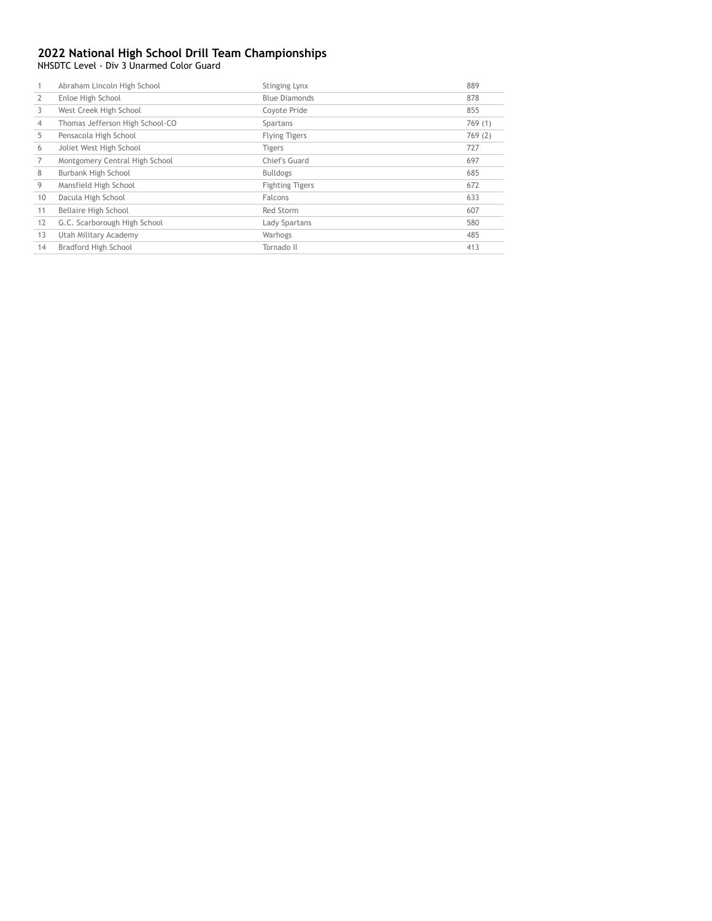## 2022 National High School Drill Team Championships

NHSDTC Level - Div 3 Unarmed Color Guard

| | | | |
|---|---|---|---|
| 1 | Abraham Lincoln High School | Stinging Lynx | 889 |
| 2 | Enloe High School | Blue Diamonds | 878 |
| 3 | West Creek High School | Coyote Pride | 855 |
| 4 | Thomas Jefferson High School-CO | Spartans | 769 (1) |
| 5 | Pensacola High School | Flying Tigers | 769 (2) |
| 6 | Joliet West High School | Tigers | 727 |
| 7 | Montgomery Central High School | Chief's Guard | 697 |
| 8 | Burbank High School | Bulldogs | 685 |
| 9 | Mansfield High School | Fighting Tigers | 672 |
| 10 | Dacula High School | Falcons | 633 |
| 11 | Bellaire High School | Red Storm | 607 |
| 12 | G.C. Scarborough High School | Lady Spartans | 580 |
| 13 | Utah Military Academy | Warhogs | 485 |
| 14 | Bradford High School | Tornado II | 413 |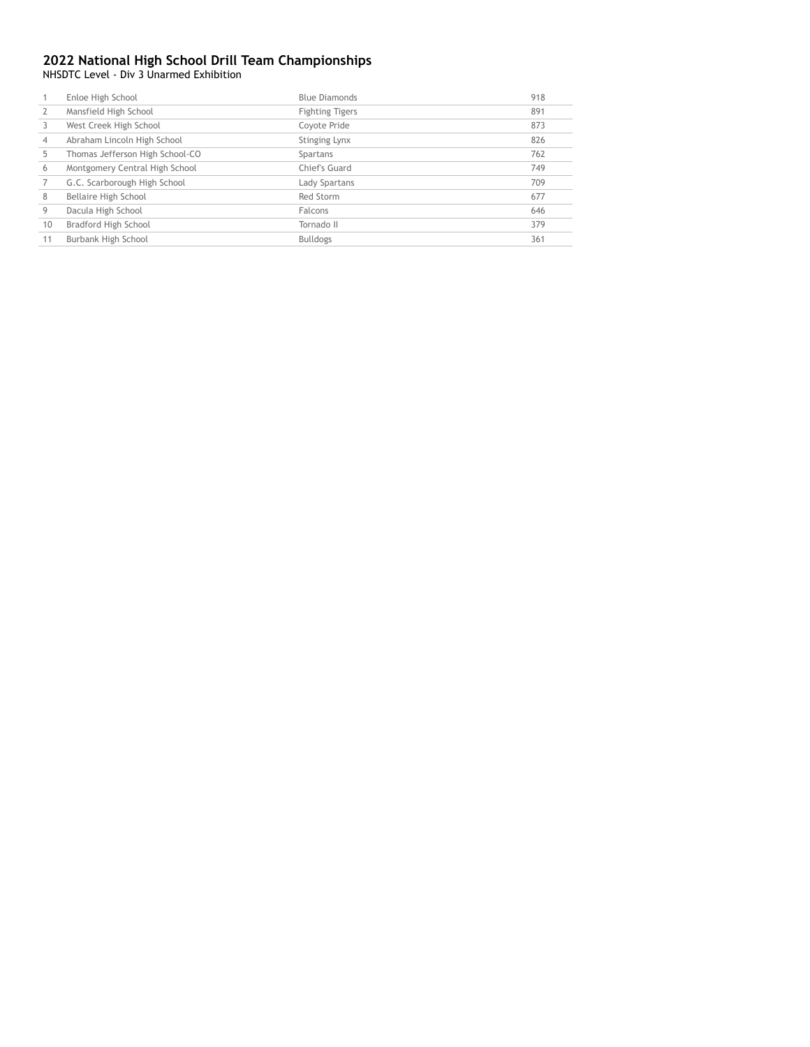## 2022 National High School Drill Team Championships

NHSDTC Level - Div 3 Unarmed Exhibition

| | | | |
|---|---|---|---|
| 1 | Enloe High School | Blue Diamonds | 918 |
| 2 | Mansfield High School | Fighting Tigers | 891 |
| 3 | West Creek High School | Coyote Pride | 873 |
| 4 | Abraham Lincoln High School | Stinging Lynx | 826 |
| 5 | Thomas Jefferson High School-CO | Spartans | 762 |
| 6 | Montgomery Central High School | Chief's Guard | 749 |
| 7 | G.C. Scarborough High School | Lady Spartans | 709 |
| 8 | Bellaire High School | Red Storm | 677 |
| 9 | Dacula High School | Falcons | 646 |
| 10 | Bradford High School | Tornado II | 379 |
| 11 | Burbank High School | Bulldogs | 361 |